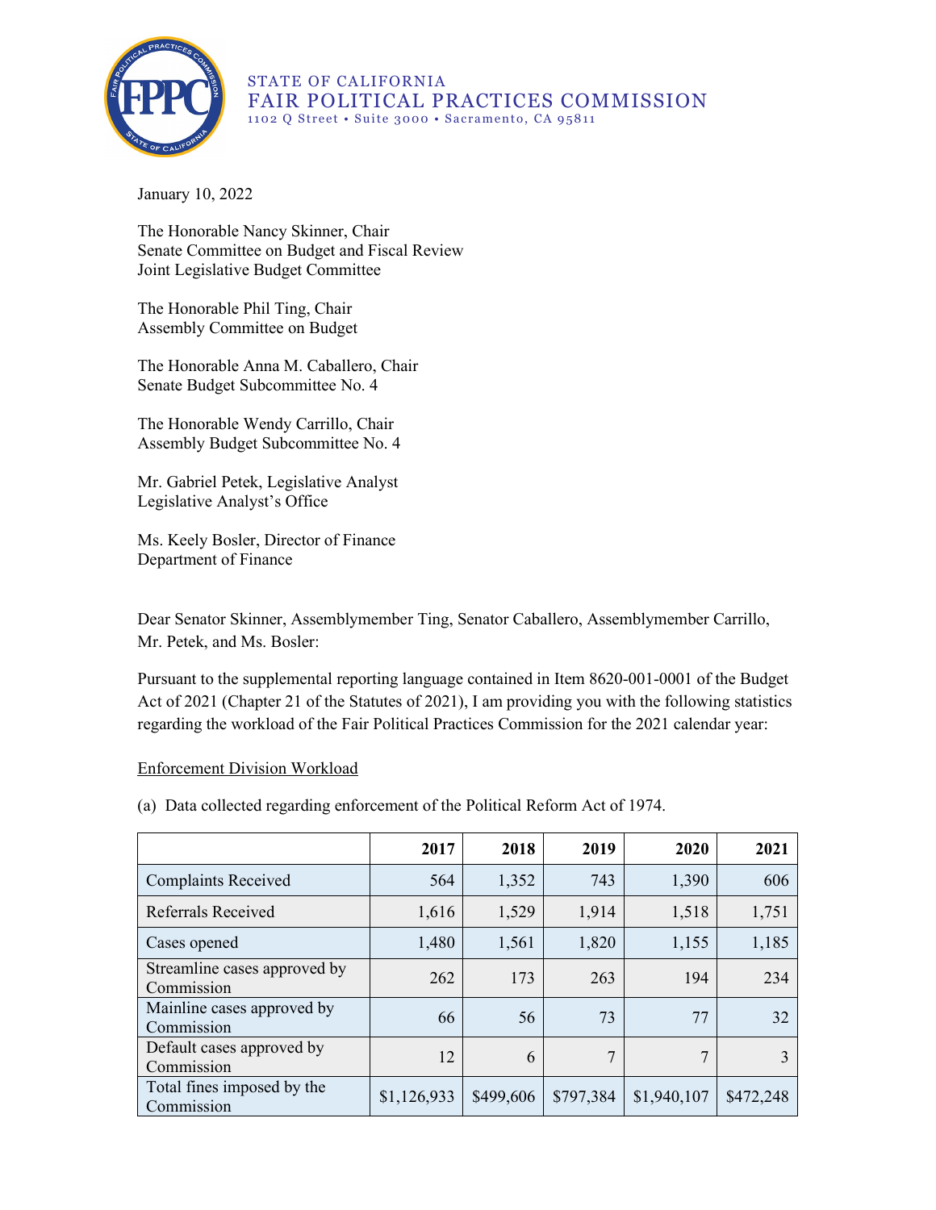STATE OF CALIFORNIA
FAIR POLITICAL PRACTICES COMMISSION
1102 Q Street • Suite 3000 • Sacramento, CA 95811

January 10, 2022

The Honorable Nancy Skinner, Chair
Senate Committee on Budget and Fiscal Review
Joint Legislative Budget Committee

The Honorable Phil Ting, Chair
Assembly Committee on Budget

The Honorable Anna M. Caballero, Chair
Senate Budget Subcommittee No. 4

The Honorable Wendy Carrillo, Chair
Assembly Budget Subcommittee No. 4

Mr. Gabriel Petek, Legislative Analyst
Legislative Analyst's Office

Ms. Keely Bosler, Director of Finance
Department of Finance

Dear Senator Skinner, Assemblymember Ting, Senator Caballero, Assemblymember Carrillo, Mr. Petek, and Ms. Bosler:

Pursuant to the supplemental reporting language contained in Item 8620-001-0001 of the Budget Act of 2021 (Chapter 21 of the Statutes of 2021), I am providing you with the following statistics regarding the workload of the Fair Political Practices Commission for the 2021 calendar year:

Enforcement Division Workload

(a) Data collected regarding enforcement of the Political Reform Act of 1974.

| | 2017 | 2018 | 2019 | 2020 | 2021 |
|---|---|---|---|---|---|
| Complaints Received | 564 | 1,352 | 743 | 1,390 | 606 |
| Referrals Received | 1,616 | 1,529 | 1,914 | 1,518 | 1,751 |
| Cases opened | 1,480 | 1,561 | 1,820 | 1,155 | 1,185 |
| Streamline cases approved by Commission | 262 | 173 | 263 | 194 | 234 |
| Mainline cases approved by Commission | 66 | 56 | 73 | 77 | 32 |
| Default cases approved by Commission | 12 | 6 | 7 | 7 | 3 |
| Total fines imposed by the Commission | $1,126,933 | $499,606 | $797,384 | $1,940,107 | $472,248 |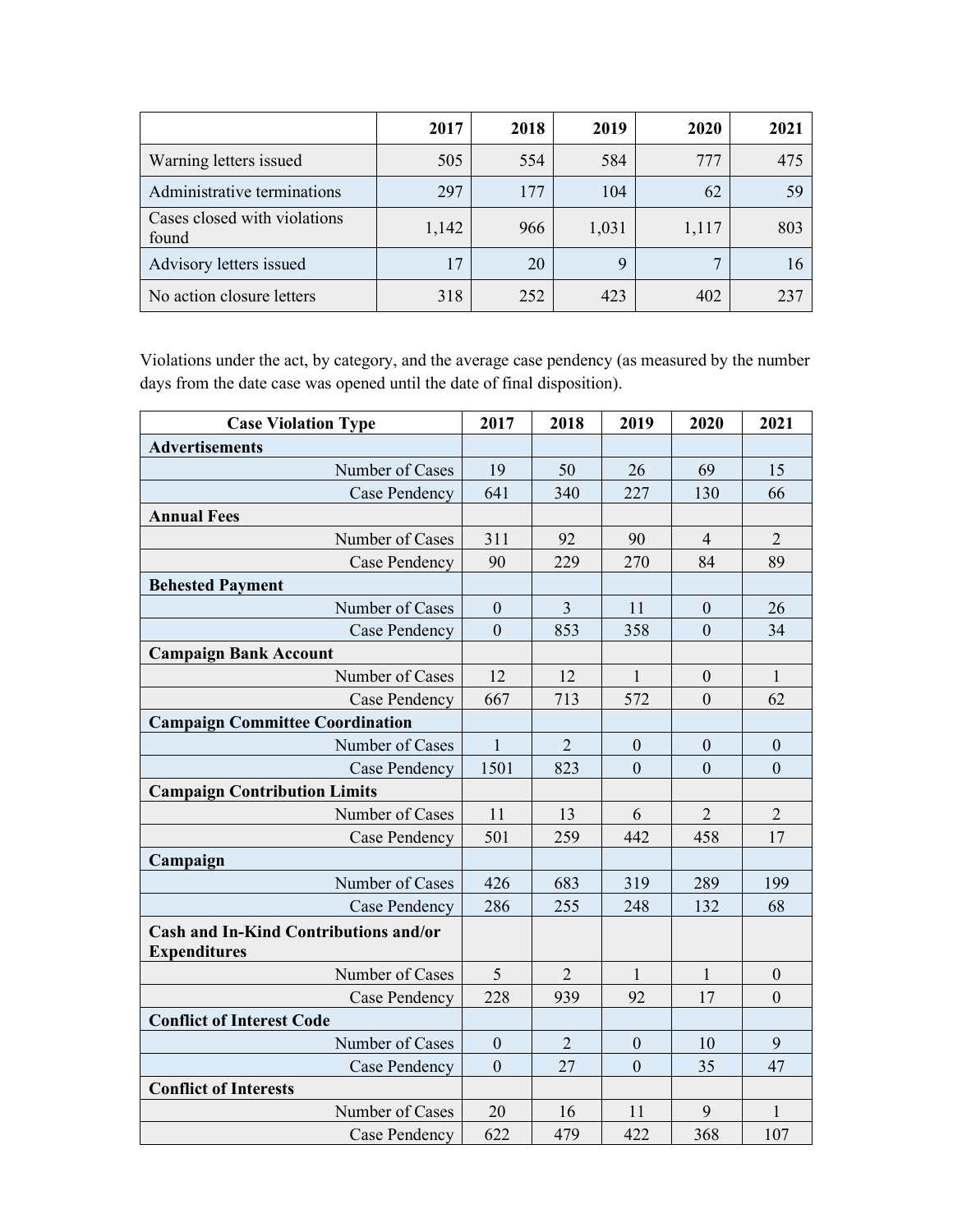| | 2017 | 2018 | 2019 | 2020 | 2021 |
|---|---|---|---|---|---|
| Warning letters issued | 505 | 554 | 584 | 777 | 475 |
| Administrative terminations | 297 | 177 | 104 | 62 | 59 |
| Cases closed with violations found | 1,142 | 966 | 1,031 | 1,117 | 803 |
| Advisory letters issued | 17 | 20 | 9 | 7 | 16 |
| No action closure letters | 318 | 252 | 423 | 402 | 237 |

Violations under the act, by category, and the average case pendency (as measured by the number days from the date case was opened until the date of final disposition).

| Case Violation Type | 2017 | 2018 | 2019 | 2020 | 2021 |
|---|---|---|---|---|---|
| **Advertisements** | | | | | |
| Number of Cases | 19 | 50 | 26 | 69 | 15 |
| Case Pendency | 641 | 340 | 227 | 130 | 66 |
| **Annual Fees** | | | | | |
| Number of Cases | 311 | 92 | 90 | 4 | 2 |
| Case Pendency | 90 | 229 | 270 | 84 | 89 |
| **Behested Payment** | | | | | |
| Number of Cases | 0 | 3 | 11 | 0 | 26 |
| Case Pendency | 0 | 853 | 358 | 0 | 34 |
| **Campaign Bank Account** | | | | | |
| Number of Cases | 12 | 12 | 1 | 0 | 1 |
| Case Pendency | 667 | 713 | 572 | 0 | 62 |
| **Campaign Committee Coordination** | | | | | |
| Number of Cases | 1 | 2 | 0 | 0 | 0 |
| Case Pendency | 1501 | 823 | 0 | 0 | 0 |
| **Campaign Contribution Limits** | | | | | |
| Number of Cases | 11 | 13 | 6 | 2 | 2 |
| Case Pendency | 501 | 259 | 442 | 458 | 17 |
| **Campaign** | | | | | |
| Number of Cases | 426 | 683 | 319 | 289 | 199 |
| Case Pendency | 286 | 255 | 248 | 132 | 68 |
| **Cash and In-Kind Contributions and/or Expenditures** | | | | | |
| Number of Cases | 5 | 2 | 1 | 1 | 0 |
| Case Pendency | 228 | 939 | 92 | 17 | 0 |
| **Conflict of Interest Code** | | | | | |
| Number of Cases | 0 | 2 | 0 | 10 | 9 |
| Case Pendency | 0 | 27 | 0 | 35 | 47 |
| **Conflict of Interests** | | | | | |
| Number of Cases | 20 | 16 | 11 | 9 | 1 |
| Case Pendency | 622 | 479 | 422 | 368 | 107 |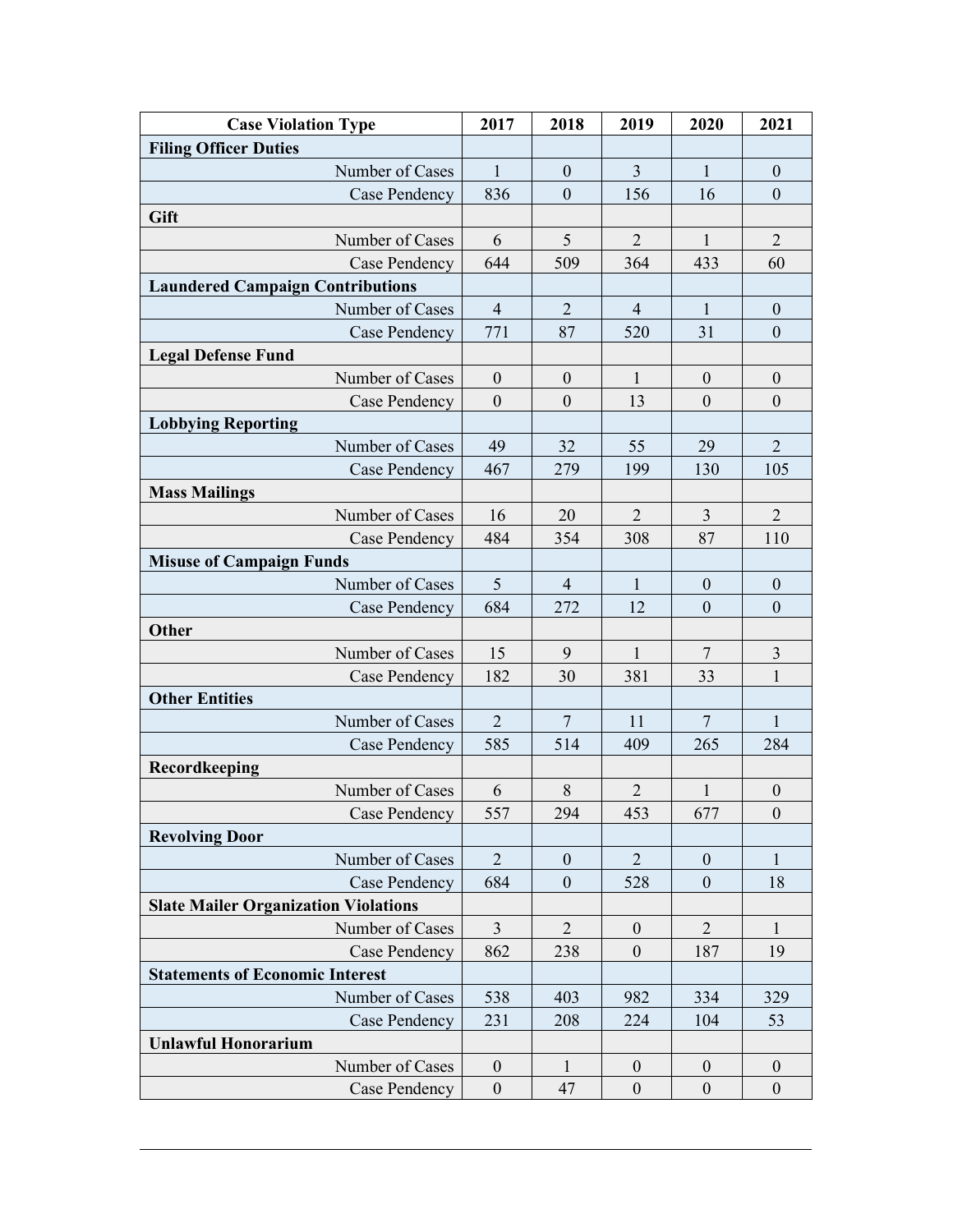| Case Violation Type | 2017 | 2018 | 2019 | 2020 | 2021 |
|---|---|---|---|---|---|
| **Filing Officer Duties** | | | | | |
| Number of Cases | 1 | 0 | 3 | 1 | 0 |
| Case Pendency | 836 | 0 | 156 | 16 | 0 |
| **Gift** | | | | | |
| Number of Cases | 6 | 5 | 2 | 1 | 2 |
| Case Pendency | 644 | 509 | 364 | 433 | 60 |
| **Laundered Campaign Contributions** | | | | | |
| Number of Cases | 4 | 2 | 4 | 1 | 0 |
| Case Pendency | 771 | 87 | 520 | 31 | 0 |
| **Legal Defense Fund** | | | | | |
| Number of Cases | 0 | 0 | 1 | 0 | 0 |
| Case Pendency | 0 | 0 | 13 | 0 | 0 |
| **Lobbying Reporting** | | | | | |
| Number of Cases | 49 | 32 | 55 | 29 | 2 |
| Case Pendency | 467 | 279 | 199 | 130 | 105 |
| **Mass Mailings** | | | | | |
| Number of Cases | 16 | 20 | 2 | 3 | 2 |
| Case Pendency | 484 | 354 | 308 | 87 | 110 |
| **Misuse of Campaign Funds** | | | | | |
| Number of Cases | 5 | 4 | 1 | 0 | 0 |
| Case Pendency | 684 | 272 | 12 | 0 | 0 |
| **Other** | | | | | |
| Number of Cases | 15 | 9 | 1 | 7 | 3 |
| Case Pendency | 182 | 30 | 381 | 33 | 1 |
| **Other Entities** | | | | | |
| Number of Cases | 2 | 7 | 11 | 7 | 1 |
| Case Pendency | 585 | 514 | 409 | 265 | 284 |
| **Recordkeeping** | | | | | |
| Number of Cases | 6 | 8 | 2 | 1 | 0 |
| Case Pendency | 557 | 294 | 453 | 677 | 0 |
| **Revolving Door** | | | | | |
| Number of Cases | 2 | 0 | 2 | 0 | 1 |
| Case Pendency | 684 | 0 | 528 | 0 | 18 |
| **Slate Mailer Organization Violations** | | | | | |
| Number of Cases | 3 | 2 | 0 | 2 | 1 |
| Case Pendency | 862 | 238 | 0 | 187 | 19 |
| **Statements of Economic Interest** | | | | | |
| Number of Cases | 538 | 403 | 982 | 334 | 329 |
| Case Pendency | 231 | 208 | 224 | 104 | 53 |
| **Unlawful Honorarium** | | | | | |
| Number of Cases | 0 | 1 | 0 | 0 | 0 |
| Case Pendency | 0 | 47 | 0 | 0 | 0 |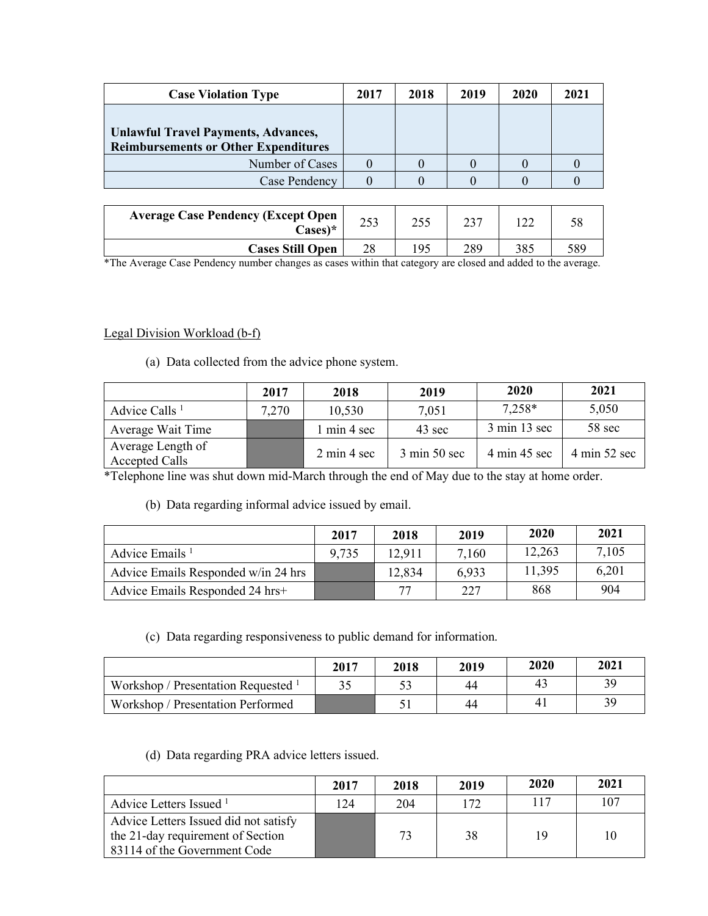| Case Violation Type | 2017 | 2018 | 2019 | 2020 | 2021 |
|---|---|---|---|---|---|
| **Unlawful Travel Payments, Advances, Reimbursements or Other Expenditures** | | | | | |
| Number of Cases | 0 | 0 | 0 | 0 | 0 |
| Case Pendency | 0 | 0 | 0 | 0 | 0 |

| | | | | | |
|---|---|---|---|---|---|
| **Average Case Pendency (Except Open Cases)*** | 253 | 255 | 237 | 122 | 58 |
| **Cases Still Open** | 28 | 195 | 289 | 385 | 589 |

*The Average Case Pendency number changes as cases within that category are closed and added to the average.

Legal Division Workload (b-f)

(a) Data collected from the advice phone system.

| | 2017 | 2018 | 2019 | 2020 | 2021 |
|---|---|---|---|---|---|
| Advice Calls [1] | 7,270 | 10,530 | 7,051 | 7,258* | 5,050 |
| Average Wait Time | | 1 min 4 sec | 43 sec | 3 min 13 sec | 58 sec |
| Average Length of Accepted Calls | | 2 min 4 sec | 3 min 50 sec | 4 min 45 sec | 4 min 52 sec |

*Telephone line was shut down mid-March through the end of May due to the stay at home order.

(b) Data regarding informal advice issued by email.

| | 2017 | 2018 | 2019 | 2020 | 2021 |
|---|---|---|---|---|---|
| Advice Emails [1] | 9,735 | 12,911 | 7,160 | 12,263 | 7,105 |
| Advice Emails Responded w/in 24 hrs | | 12,834 | 6,933 | 11,395 | 6,201 |
| Advice Emails Responded 24 hrs+ | | 77 | 227 | 868 | 904 |

(c) Data regarding responsiveness to public demand for information.

| | 2017 | 2018 | 2019 | 2020 | 2021 |
|---|---|---|---|---|---|
| Workshop / Presentation Requested [1] | 35 | 53 | 44 | 43 | 39 |
| Workshop / Presentation Performed | | 51 | 44 | 41 | 39 |

(d) Data regarding PRA advice letters issued.

| | 2017 | 2018 | 2019 | 2020 | 2021 |
|---|---|---|---|---|---|
| Advice Letters Issued [1] | 124 | 204 | 172 | 117 | 107 |
| Advice Letters Issued did not satisfy the 21-day requirement of Section 83114 of the Government Code | | 73 | 38 | 19 | 10 |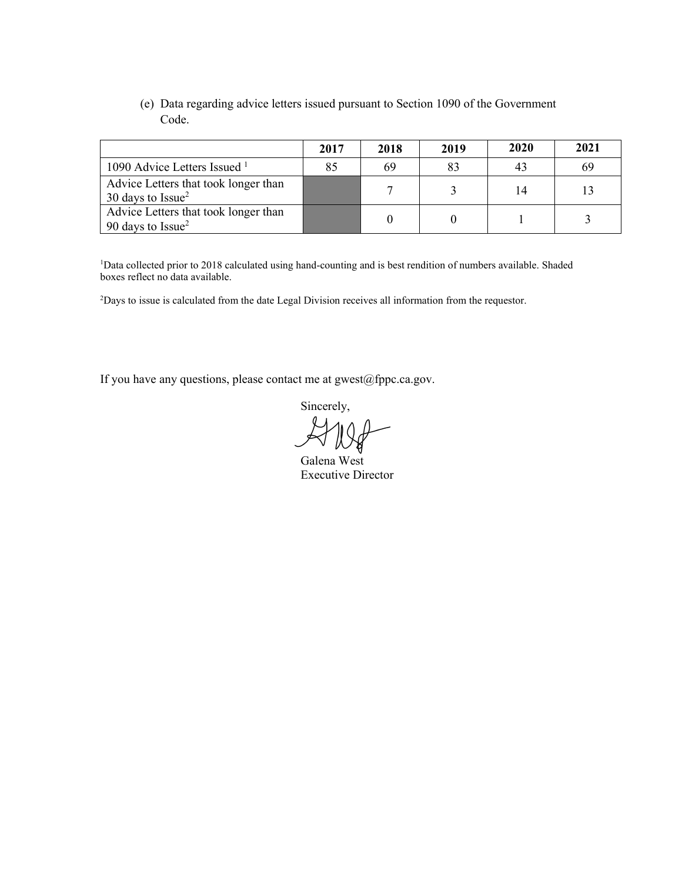(e) Data regarding advice letters issued pursuant to Section 1090 of the Government Code.

| | 2017 | 2018 | 2019 | 2020 | 2021 |
|---|---|---|---|---|---|
| 1090 Advice Letters Issued [1] | 85 | 69 | 83 | 43 | 69 |
| Advice Letters that took longer than 30 days to Issue[2] | | 7 | 3 | 14 | 13 |
| Advice Letters that took longer than 90 days to Issue[2] | | 0 | 0 | 1 | 3 |

[1]Data collected prior to 2018 calculated using hand-counting and is best rendition of numbers available. Shaded boxes reflect no data available.

[2]Days to issue is calculated from the date Legal Division receives all information from the requestor.

If you have any questions, please contact me at gwest@fppc.ca.gov.

Sincerely,

Galena West
Executive Director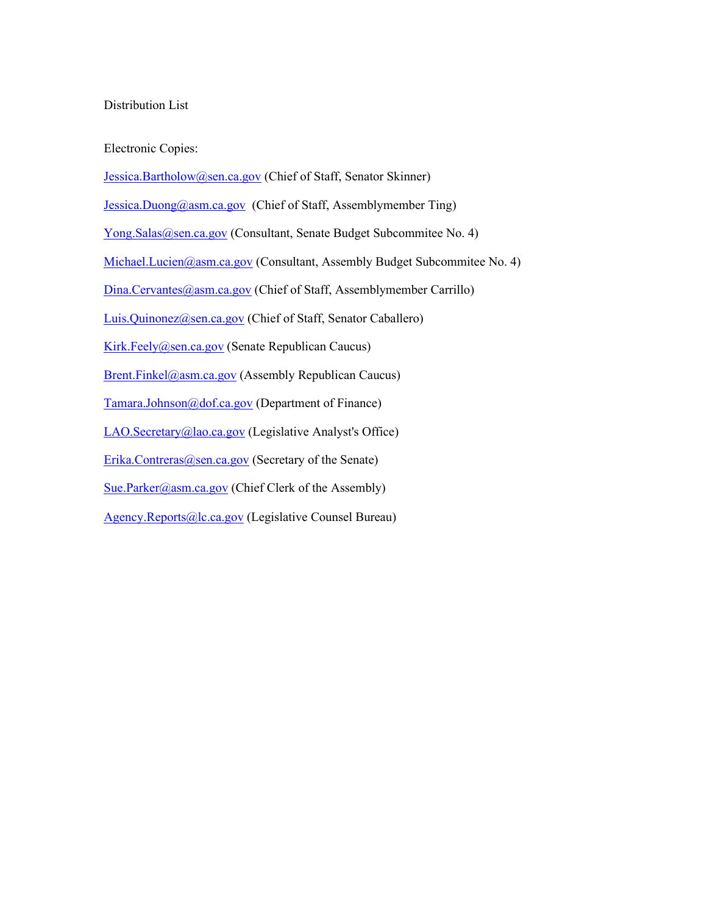Distribution List

Electronic Copies:

Jessica.Bartholow@sen.ca.gov (Chief of Staff, Senator Skinner)

Jessica.Duong@asm.ca.gov (Chief of Staff, Assemblymember Ting)

Yong.Salas@sen.ca.gov (Consultant, Senate Budget Subcommitee No. 4)

Michael.Lucien@asm.ca.gov (Consultant, Assembly Budget Subcommitee No. 4)

Dina.Cervantes@asm.ca.gov (Chief of Staff, Assemblymember Carrillo)

Luis.Quinonez@sen.ca.gov (Chief of Staff, Senator Caballero)

Kirk.Feely@sen.ca.gov (Senate Republican Caucus)

Brent.Finkel@asm.ca.gov (Assembly Republican Caucus)

Tamara.Johnson@dof.ca.gov (Department of Finance)

LAO.Secretary@lao.ca.gov (Legislative Analyst's Office)

Erika.Contreras@sen.ca.gov (Secretary of the Senate)

Sue.Parker@asm.ca.gov (Chief Clerk of the Assembly)

Agency.Reports@lc.ca.gov (Legislative Counsel Bureau)